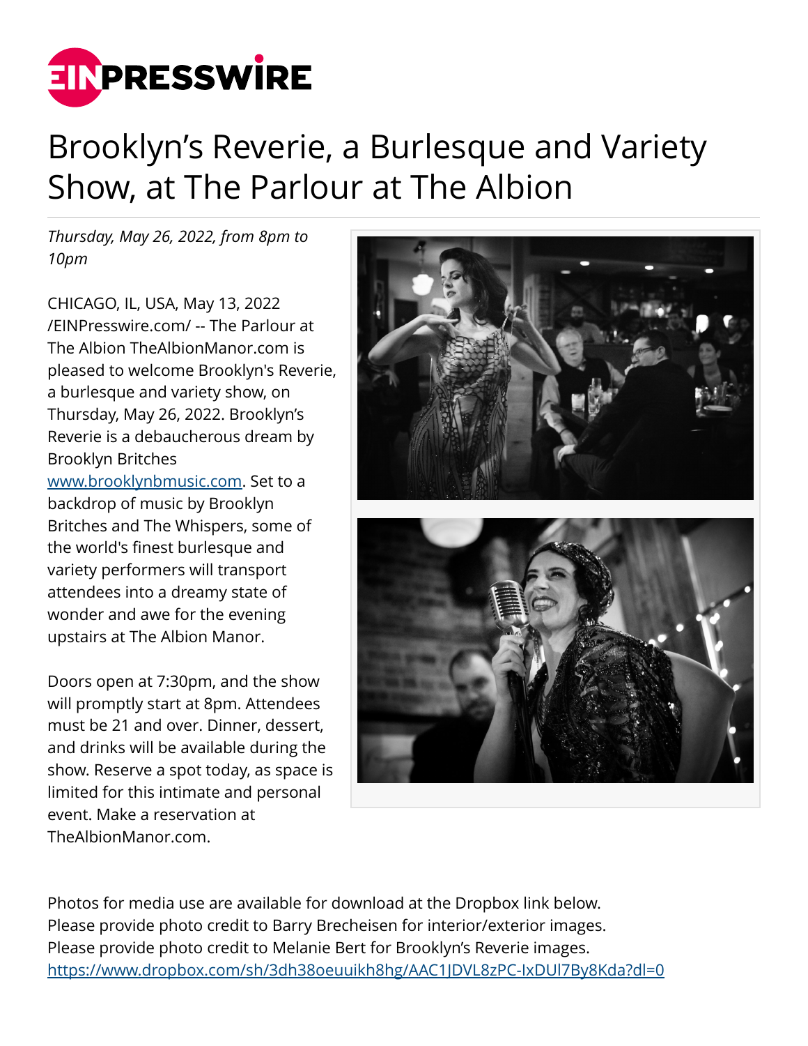# Brooklyn's Reverie, a Burlesque and Variety Show, at The Parlour at The Albion

*Thursday, May 26, 2022, from 8pm to 10pm*

CHICAGO, IL, USA, May 13, 2022 /EINPresswire.com/ -- The Parlour at The Albion TheAlbionManor.com is pleased to welcome Brooklyn's Reverie, a burlesque and variety show, on Thursday, May 26, 2022. Brooklyn's Reverie is a debaucherous dream by Brooklyn Britches [www.brooklynbmusic.com](www.brooklynbmusic.com). Set to a backdrop of music by Brooklyn Britches and The Whispers, some of the world's finest burlesque and variety performers will transport attendees into a dreamy state of wonder and awe for the evening upstairs at The Albion Manor.

Doors open at 7:30pm, and the show will promptly start at 8pm. Attendees must be 21 and over. Dinner, dessert, and drinks will be available during the show. Reserve a spot today, as space is limited for this intimate and personal event. Make a reservation at TheAlbionManor.com.

Photos for media use are available for download at the Dropbox link below.
Please provide photo credit to Barry Brecheisen for interior/exterior images.
Please provide photo credit to Melanie Bert for Brooklyn's Reverie images.
[https://www.dropbox.com/sh/3dh38oeuuikh8hg/AAC1JDVL8zPC-IxDUl7By8Kda?dl=0](https://www.dropbox.com/sh/3dh38oeuuikh8hg/AAC1JDVL8zPC-IxDUl7By8Kda?dl=0)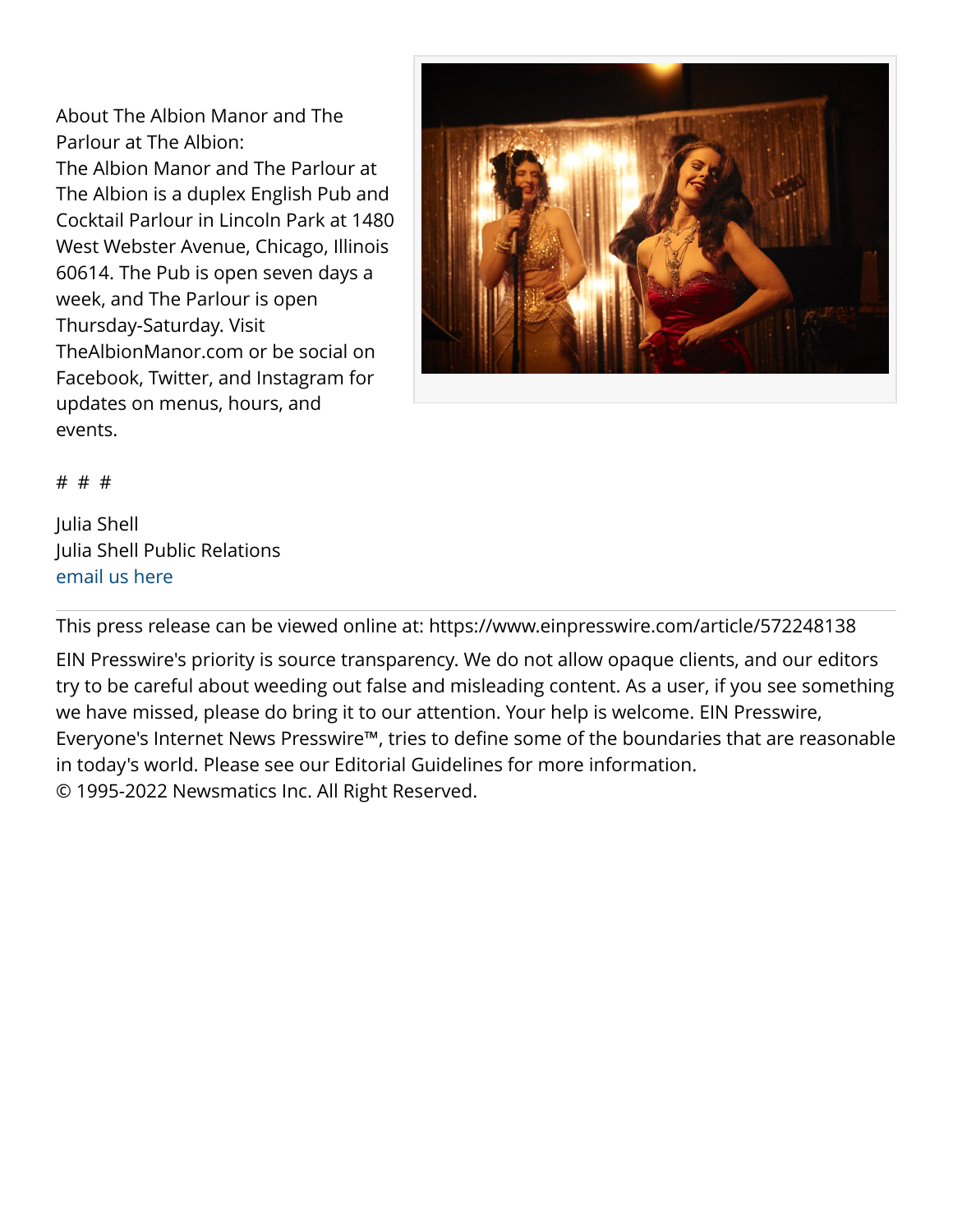About The Albion Manor and The Parlour at The Albion:
The Albion Manor and The Parlour at The Albion is a duplex English Pub and Cocktail Parlour in Lincoln Park at 1480 West Webster Avenue, Chicago, Illinois 60614. The Pub is open seven days a week, and The Parlour is open Thursday-Saturday. Visit TheAlbionManor.com or be social on Facebook, Twitter, and Instagram for updates on menus, hours, and events.

# # #

Julia Shell
Julia Shell Public Relations
email us here

---

This press release can be viewed online at: https://www.einpresswire.com/article/572248138

EIN Presswire's priority is source transparency. We do not allow opaque clients, and our editors try to be careful about weeding out false and misleading content. As a user, if you see something we have missed, please do bring it to our attention. Your help is welcome. EIN Presswire, Everyone's Internet News Presswire™, tries to define some of the boundaries that are reasonable in today's world. Please see our Editorial Guidelines for more information.
© 1995-2022 Newsmatics Inc. All Right Reserved.